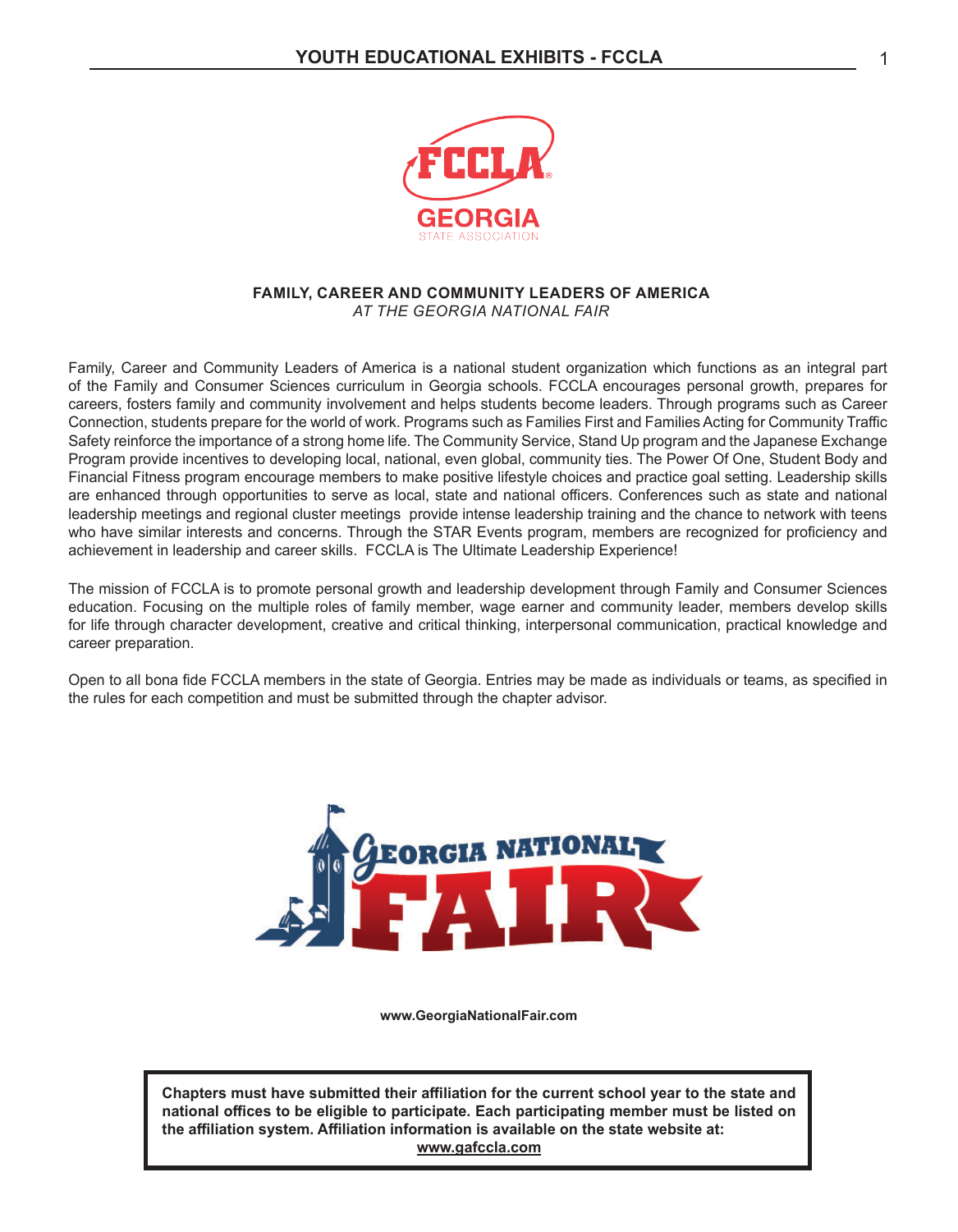## FAMILY, CAREER AND COMMUNITY LEADERS OF AMERICA

*AT THE GEORGIA NATIONAL FAIR*

Family, Career and Community Leaders of America is a national student organization which functions as an integral part of the Family and Consumer Sciences curriculum in Georgia schools. FCCLA encourages personal growth, prepares for careers, fosters family and community involvement and helps students become leaders. Through programs such as Career Connection, students prepare for the world of work. Programs such as Families First and Families Acting for Community Traffic Safety reinforce the importance of a strong home life. The Community Service, Stand Up program and the Japanese Exchange Program provide incentives to developing local, national, even global, community ties. The Power Of One, Student Body and Financial Fitness program encourage members to make positive lifestyle choices and practice goal setting. Leadership skills are enhanced through opportunities to serve as local, state and national officers. Conferences such as state and national leadership meetings and regional cluster meetings provide intense leadership training and the chance to network with teens who have similar interests and concerns. Through the STAR Events program, members are recognized for proficiency and achievement in leadership and career skills. FCCLA is The Ultimate Leadership Experience!

The mission of FCCLA is to promote personal growth and leadership development through Family and Consumer Sciences education. Focusing on the multiple roles of family member, wage earner and community leader, members develop skills for life through character development, creative and critical thinking, interpersonal communication, practical knowledge and career preparation.

Open to all bona fide FCCLA members in the state of Georgia. Entries may be made as individuals or teams, as specified in the rules for each competition and must be submitted through the chapter advisor.

**www.GeorgiaNationalFair.com**

**Chapters must have submitted their affiliation for the current school year to the state and national offices to be eligible to participate. Each participating member must be listed on the affiliation system. Affiliation information is available on the state website at: www.gafccla.com**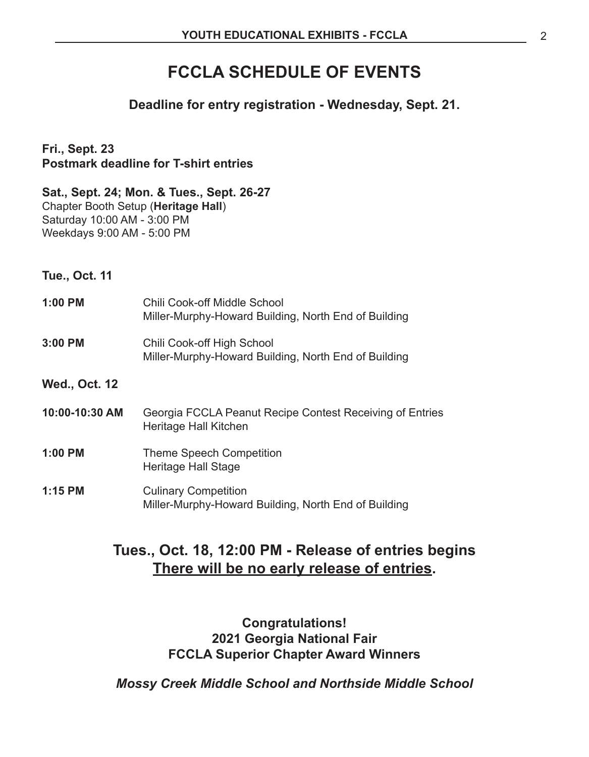# FCCLA SCHEDULE OF EVENTS

**Deadline for entry registration - Wednesday, Sept. 21.**

**Fri., Sept. 23**
**Postmark deadline for T-shirt entries**

**Sat., Sept. 24; Mon. & Tues., Sept. 26-27**
Chapter Booth Setup (**Heritage Hall**)
Saturday 10:00 AM - 3:00 PM
Weekdays 9:00 AM - 5:00 PM

**Tue., Oct. 11**

**1:00 PM** Chili Cook-off Middle School
Miller-Murphy-Howard Building, North End of Building

**3:00 PM** Chili Cook-off High School
Miller-Murphy-Howard Building, North End of Building

**Wed., Oct. 12**

**10:00-10:30 AM** Georgia FCCLA Peanut Recipe Contest Receiving of Entries
Heritage Hall Kitchen

**1:00 PM** Theme Speech Competition
Heritage Hall Stage

**1:15 PM** Culinary Competition
Miller-Murphy-Howard Building, North End of Building

## Tues., Oct. 18, 12:00 PM - Release of entries begins
## There will be no early release of entries.

**Congratulations!**
**2021 Georgia National Fair**
**FCCLA Superior Chapter Award Winners**

***Mossy Creek Middle School and Northside Middle School***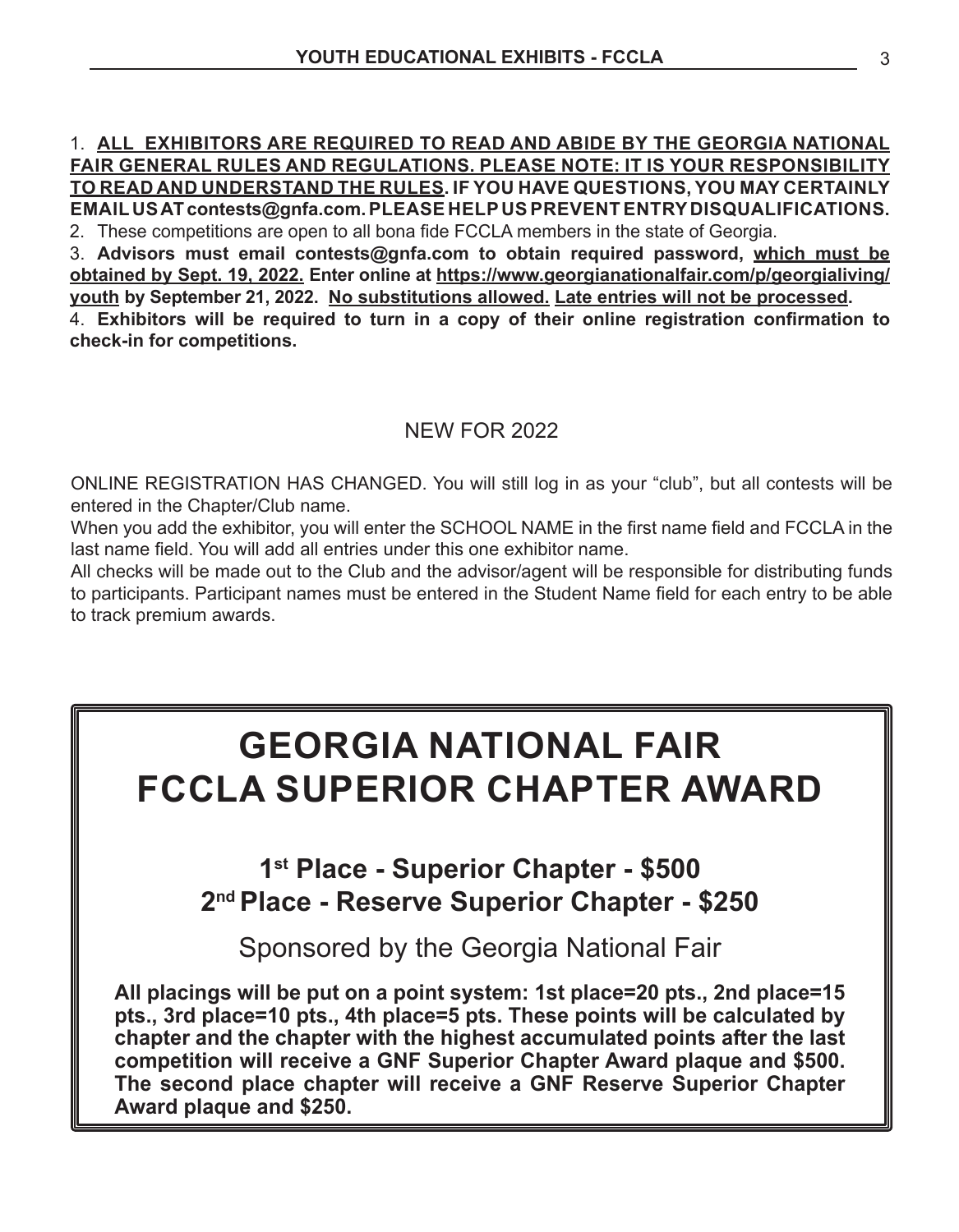1. **ALL EXHIBITORS ARE REQUIRED TO READ AND ABIDE BY THE GEORGIA NATIONAL FAIR GENERAL RULES AND REGULATIONS. PLEASE NOTE: IT IS YOUR RESPONSIBILITY TO READ AND UNDERSTAND THE RULES. IF YOU HAVE QUESTIONS, YOU MAY CERTAINLY EMAIL US AT contests@gnfa.com. PLEASE HELP US PREVENT ENTRY DISQUALIFICATIONS.**
2. These competitions are open to all bona fide FCCLA members in the state of Georgia.
3. **Advisors must email contests@gnfa.com to obtain required password, which must be obtained by Sept. 19, 2022. Enter online at https://www.georgianationalfair.com/p/georgialiving/youth by September 21, 2022. No substitutions allowed. Late entries will not be processed.**
4. **Exhibitors will be required to turn in a copy of their online registration confirmation to check-in for competitions.**

## NEW FOR 2022

ONLINE REGISTRATION HAS CHANGED. You will still log in as your "club", but all contests will be entered in the Chapter/Club name.

When you add the exhibitor, you will enter the SCHOOL NAME in the first name field and FCCLA in the last name field. You will add all entries under this one exhibitor name.

All checks will be made out to the Club and the advisor/agent will be responsible for distributing funds to participants. Participant names must be entered in the Student Name field for each entry to be able to track premium awards.

# GEORGIA NATIONAL FAIR FCCLA SUPERIOR CHAPTER AWARD

### 1st Place - Superior Chapter - $500
### 2nd Place - Reserve Superior Chapter - $250

Sponsored by the Georgia National Fair

**All placings will be put on a point system: 1st place=20 pts., 2nd place=15 pts., 3rd place=10 pts., 4th place=5 pts. These points will be calculated by chapter and the chapter with the highest accumulated points after the last competition will receive a GNF Superior Chapter Award plaque and $500. The second place chapter will receive a GNF Reserve Superior Chapter Award plaque and $250.**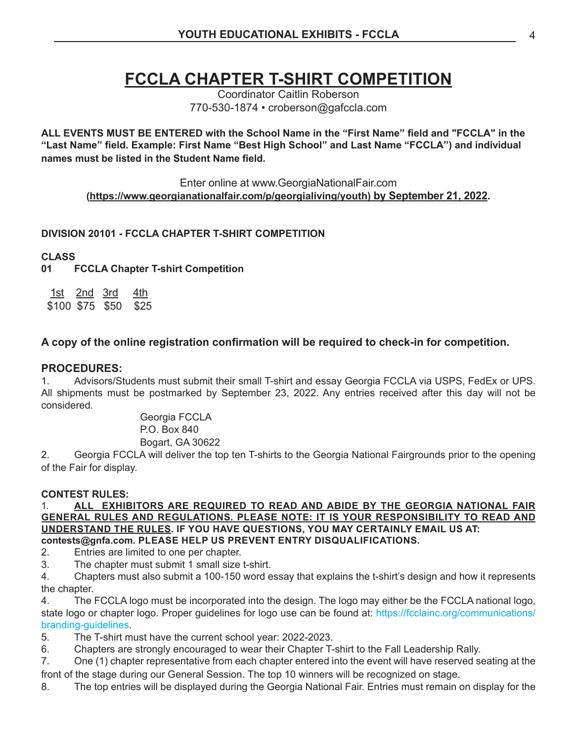# FCCLA CHAPTER T-SHIRT COMPETITION

Coordinator Caitlin Roberson
770-530-1874 • croberson@gafccla.com

**ALL EVENTS MUST BE ENTERED with the School Name in the "First Name" field and "FCCLA" in the "Last Name" field. Example: First Name "Best High School" and Last Name "FCCLA") and individual names must be listed in the Student Name field.**

Enter online at www.GeorgiaNationalFair.com
**(https://www.georgianationalfair.com/p/georgialiving/youth) by September 21, 2022.**

**DIVISION 20101 - FCCLA CHAPTER T-SHIRT COMPETITION**

**CLASS**
**01 FCCLA Chapter T-shirt Competition**

| 1st | 2nd | 3rd | 4th |
|---|---|---|---|
| $100 | $75 | $50 | $25 |

**A copy of the online registration confirmation will be required to check-in for competition.**

**PROCEDURES:**

1. Advisors/Students must submit their small T-shirt and essay Georgia FCCLA via USPS, FedEx or UPS. All shipments must be postmarked by September 23, 2022. Any entries received after this day will not be considered.

   Georgia FCCLA
   P.O. Box 840
   Bogart, GA 30622

2. Georgia FCCLA will deliver the top ten T-shirts to the Georgia National Fairgrounds prior to the opening of the Fair for display.

**CONTEST RULES:**

1. **ALL EXHIBITORS ARE REQUIRED TO READ AND ABIDE BY THE GEORGIA NATIONAL FAIR GENERAL RULES AND REGULATIONS. PLEASE NOTE: IT IS YOUR RESPONSIBILITY TO READ AND UNDERSTAND THE RULES. IF YOU HAVE QUESTIONS, YOU MAY CERTAINLY EMAIL US AT: contests@gnfa.com. PLEASE HELP US PREVENT ENTRY DISQUALIFICATIONS.**
2. Entries are limited to one per chapter.
3. The chapter must submit 1 small size t-shirt.
4. Chapters must also submit a 100-150 word essay that explains the t-shirt's design and how it represents the chapter.
4. The FCCLA logo must be incorporated into the design. The logo may either be the FCCLA national logo, state logo or chapter logo. Proper guidelines for logo use can be found at: https://fcclainc.org/communications/branding-guidelines.
5. The T-shirt must have the current school year: 2022-2023.
6. Chapters are strongly encouraged to wear their Chapter T-shirt to the Fall Leadership Rally.
7. One (1) chapter representative from each chapter entered into the event will have reserved seating at the front of the stage during our General Session. The top 10 winners will be recognized on stage.
8. The top entries will be displayed during the Georgia National Fair. Entries must remain on display for the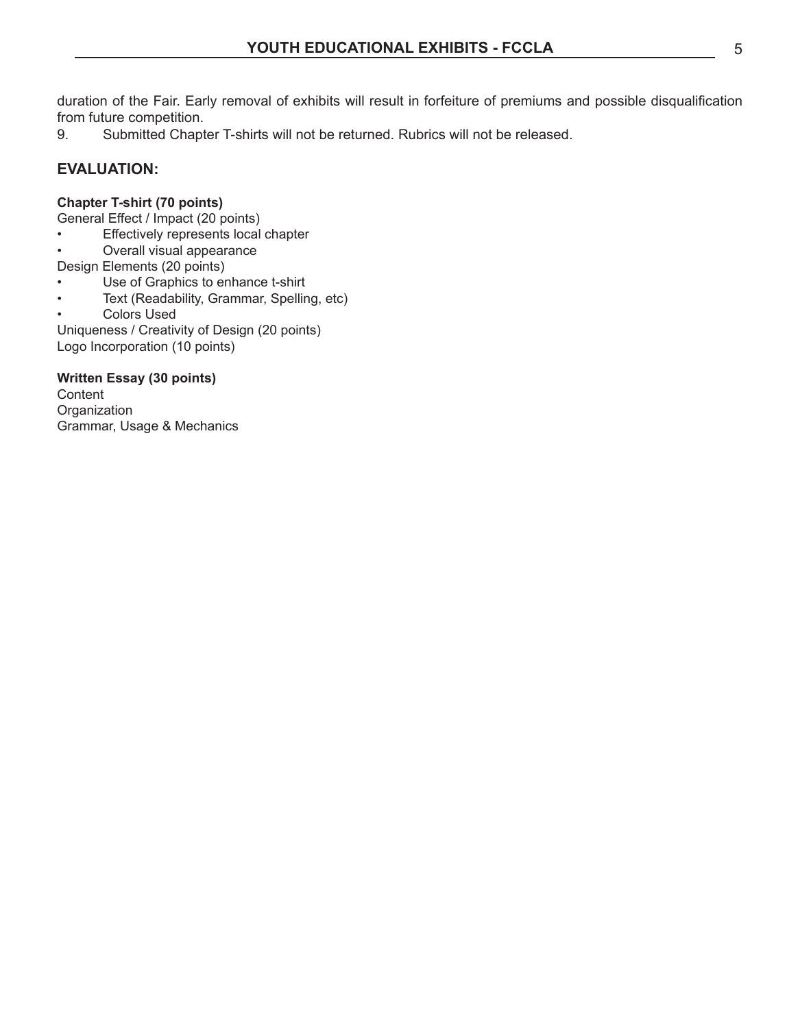duration of the Fair. Early removal of exhibits will result in forfeiture of premiums and possible disqualification from future competition.

9. Submitted Chapter T-shirts will not be returned. Rubrics will not be released.

## EVALUATION:

**Chapter T-shirt (70 points)**

General Effect / Impact (20 points)

- Effectively represents local chapter
- Overall visual appearance

Design Elements (20 points)

- Use of Graphics to enhance t-shirt
- Text (Readability, Grammar, Spelling, etc)
- Colors Used

Uniqueness / Creativity of Design (20 points)

Logo Incorporation (10 points)

**Written Essay (30 points)**

Content

Organization

Grammar, Usage & Mechanics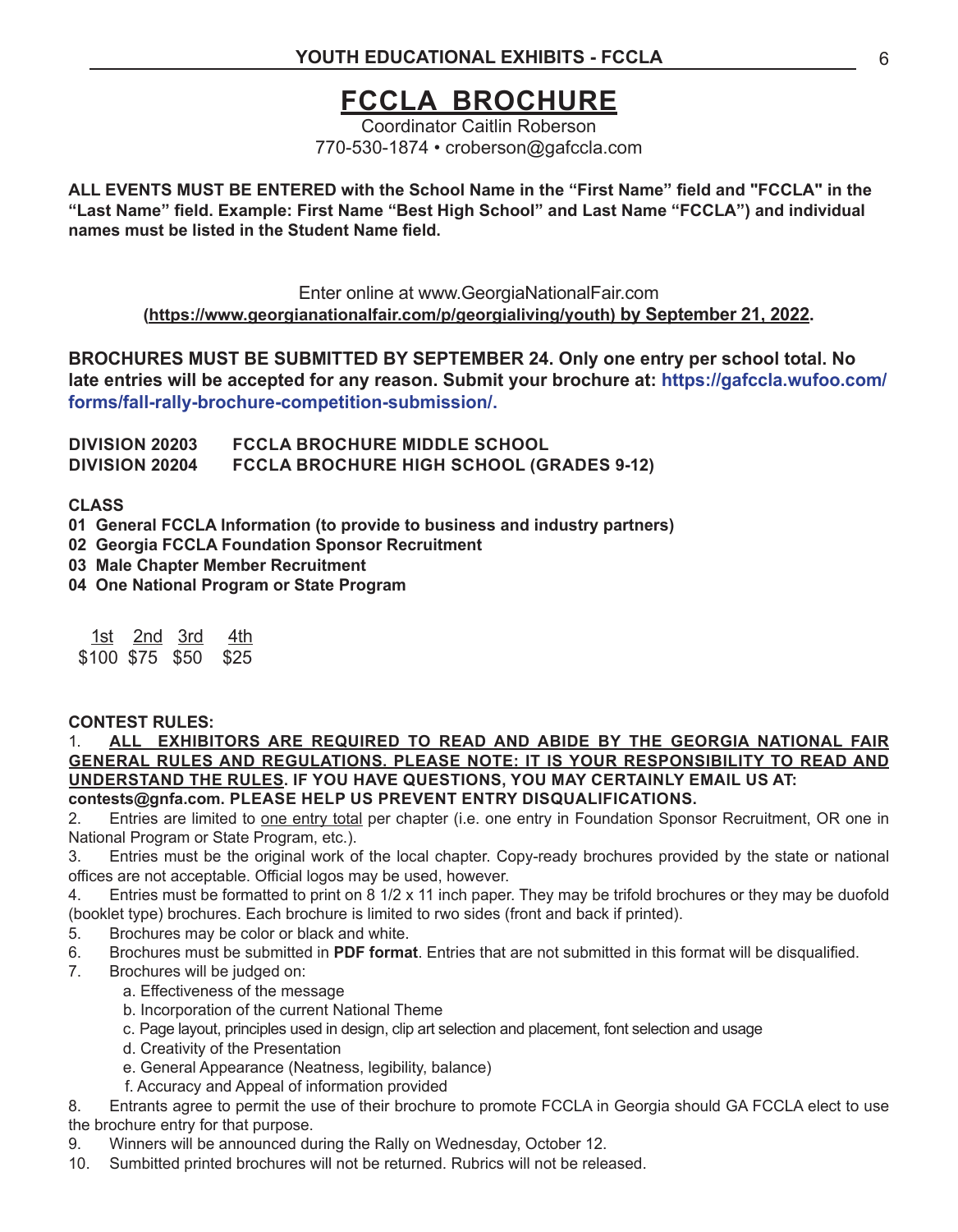# FCCLA BROCHURE

Coordinator Caitlin Roberson
770-530-1874 • croberson@gafccla.com

**ALL EVENTS MUST BE ENTERED with the School Name in the "First Name" field and "FCCLA" in the "Last Name" field. Example: First Name "Best High School" and Last Name "FCCLA") and individual names must be listed in the Student Name field.**

Enter online at www.GeorgiaNationalFair.com
**(https://www.georgianationalfair.com/p/georgialiving/youth) by September 21, 2022.**

**BROCHURES MUST BE SUBMITTED BY SEPTEMBER 24. Only one entry per school total. No late entries will be accepted for any reason. Submit your brochure at: https://gafccla.wufoo.com/forms/fall-rally-brochure-competition-submission/.**

**DIVISION 20203 FCCLA BROCHURE MIDDLE SCHOOL**
**DIVISION 20204 FCCLA BROCHURE HIGH SCHOOL (GRADES 9-12)**

**CLASS**
**01 General FCCLA Information (to provide to business and industry partners)**
**02 Georgia FCCLA Foundation Sponsor Recruitment**
**03 Male Chapter Member Recruitment**
**04 One National Program or State Program**

| 1st | 2nd | 3rd | 4th |
|---|---|---|---|
| $100 | $75 | $50 | $25 |

**CONTEST RULES:**

1. **ALL EXHIBITORS ARE REQUIRED TO READ AND ABIDE BY THE GEORGIA NATIONAL FAIR GENERAL RULES AND REGULATIONS. PLEASE NOTE: IT IS YOUR RESPONSIBILITY TO READ AND UNDERSTAND THE RULES. IF YOU HAVE QUESTIONS, YOU MAY CERTAINLY EMAIL US AT: contests@gnfa.com. PLEASE HELP US PREVENT ENTRY DISQUALIFICATIONS.**
2. Entries are limited to one entry total per chapter (i.e. one entry in Foundation Sponsor Recruitment, OR one in National Program or State Program, etc.).
3. Entries must be the original work of the local chapter. Copy-ready brochures provided by the state or national offices are not acceptable. Official logos may be used, however.
4. Entries must be formatted to print on 8 1/2 x 11 inch paper. They may be trifold brochures or they may be duofold (booklet type) brochures. Each brochure is limited to rwo sides (front and back if printed).
5. Brochures may be color or black and white.
6. Brochures must be submitted in **PDF format**. Entries that are not submitted in this format will be disqualified.
7. Brochures will be judged on:
   a. Effectiveness of the message
   b. Incorporation of the current National Theme
   c. Page layout, principles used in design, clip art selection and placement, font selection and usage
   d. Creativity of the Presentation
   e. General Appearance (Neatness, legibility, balance)
   f. Accuracy and Appeal of information provided
8. Entrants agree to permit the use of their brochure to promote FCCLA in Georgia should GA FCCLA elect to use the brochure entry for that purpose.
9. Winners will be announced during the Rally on Wednesday, October 12.
10. Sumbitted printed brochures will not be returned. Rubrics will not be released.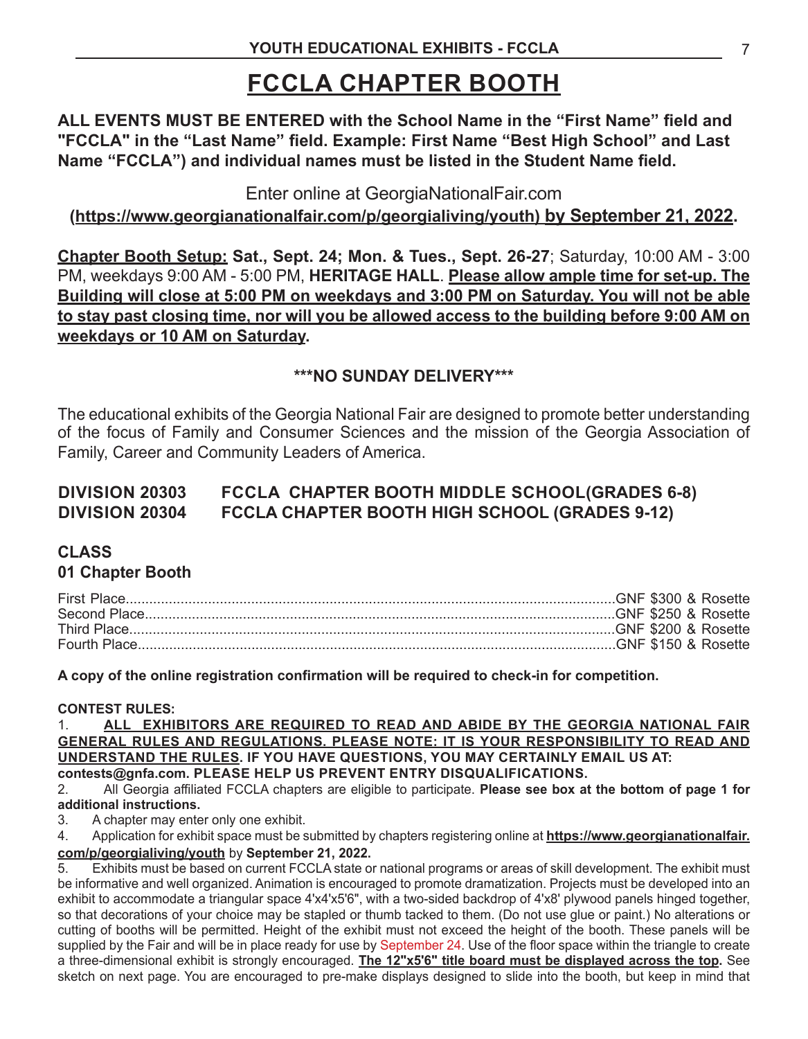# FCCLA CHAPTER BOOTH

**ALL EVENTS MUST BE ENTERED with the School Name in the "First Name" field and "FCCLA" in the "Last Name" field. Example: First Name "Best High School" and Last Name "FCCLA") and individual names must be listed in the Student Name field.**

Enter online at GeorgiaNationalFair.com
**(https://www.georgianationalfair.com/p/georgialiving/youth) by September 21, 2022.**

**Chapter Booth Setup: Sat., Sept. 24; Mon. & Tues., Sept. 26-27**; Saturday, 10:00 AM - 3:00 PM, weekdays 9:00 AM - 5:00 PM, **HERITAGE HALL**. **Please allow ample time for set-up. The Building will close at 5:00 PM on weekdays and 3:00 PM on Saturday. You will not be able to stay past closing time, nor will you be allowed access to the building before 9:00 AM on weekdays or 10 AM on Saturday.**

**\*\*\*NO SUNDAY DELIVERY\*\*\***

The educational exhibits of the Georgia National Fair are designed to promote better understanding of the focus of Family and Consumer Sciences and the mission of the Georgia Association of Family, Career and Community Leaders of America.

**DIVISION 20303 FCCLA CHAPTER BOOTH MIDDLE SCHOOL(GRADES 6-8)**
**DIVISION 20304 FCCLA CHAPTER BOOTH HIGH SCHOOL (GRADES 9-12)**

**CLASS**
**01 Chapter Booth**

First Place....................GNF $300 & Rosette
Second Place....................GNF $250 & Rosette
Third Place....................GNF $200 & Rosette
Fourth Place....................GNF $150 & Rosette

**A copy of the online registration confirmation will be required to check-in for competition.**

**CONTEST RULES:**

1. **ALL EXHIBITORS ARE REQUIRED TO READ AND ABIDE BY THE GEORGIA NATIONAL FAIR GENERAL RULES AND REGULATIONS. PLEASE NOTE: IT IS YOUR RESPONSIBILITY TO READ AND UNDERSTAND THE RULES. IF YOU HAVE QUESTIONS, YOU MAY CERTAINLY EMAIL US AT: contests@gnfa.com. PLEASE HELP US PREVENT ENTRY DISQUALIFICATIONS.**
2. All Georgia affiliated FCCLA chapters are eligible to participate. **Please see box at the bottom of page 1 for additional instructions.**
3. A chapter may enter only one exhibit.
4. Application for exhibit space must be submitted by chapters registering online at **https://www.georgianationalfair.com/p/georgialiving/youth** by **September 21, 2022.**
5. Exhibits must be based on current FCCLA state or national programs or areas of skill development. The exhibit must be informative and well organized. Animation is encouraged to promote dramatization. Projects must be developed into an exhibit to accommodate a triangular space 4'x4'x5'6", with a two-sided backdrop of 4'x8' plywood panels hinged together, so that decorations of your choice may be stapled or thumb tacked to them. (Do not use glue or paint.) No alterations or cutting of booths will be permitted. Height of the exhibit must not exceed the height of the booth. These panels will be supplied by the Fair and will be in place ready for use by September 24. Use of the floor space within the triangle to create a three-dimensional exhibit is strongly encouraged. **The 12"x5'6" title board must be displayed across the top.** See sketch on next page. You are encouraged to pre-make displays designed to slide into the booth, but keep in mind that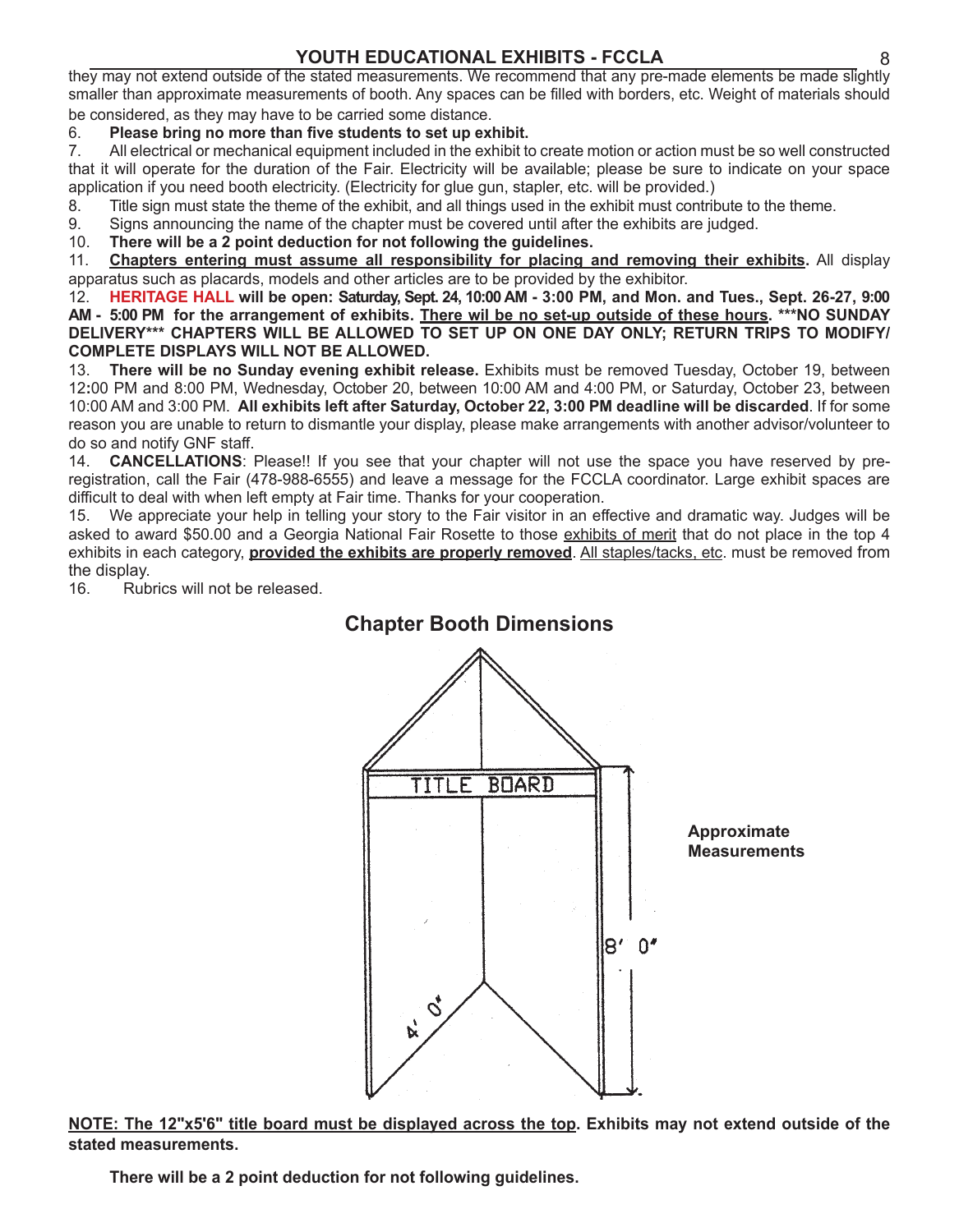they may not extend outside of the stated measurements. We recommend that any pre-made elements be made slightly smaller than approximate measurements of booth. Any spaces can be filled with borders, etc. Weight of materials should be considered, as they may have to be carried some distance.

6. **Please bring no more than five students to set up exhibit.**
7. All electrical or mechanical equipment included in the exhibit to create motion or action must be so well constructed that it will operate for the duration of the Fair. Electricity will be available; please be sure to indicate on your space application if you need booth electricity. (Electricity for glue gun, stapler, etc. will be provided.)
8. Title sign must state the theme of the exhibit, and all things used in the exhibit must contribute to the theme.
9. Signs announcing the name of the chapter must be covered until after the exhibits are judged.
10. **There will be a 2 point deduction for not following the guidelines.**
11. **Chapters entering must assume all responsibility for placing and removing their exhibits.** All display apparatus such as placards, models and other articles are to be provided by the exhibitor.
12. **HERITAGE HALL will be open: Saturday, Sept. 24, 10:00 AM - 3:00 PM, and Mon. and Tues., Sept. 26-27, 9:00 AM - 5:00 PM for the arrangement of exhibits. There wil be no set-up outside of these hours. \*\*\*NO SUNDAY DELIVERY\*\*\* CHAPTERS WILL BE ALLOWED TO SET UP ON ONE DAY ONLY; RETURN TRIPS TO MODIFY/ COMPLETE DISPLAYS WILL NOT BE ALLOWED.**
13. **There will be no Sunday evening exhibit release.** Exhibits must be removed Tuesday, October 19, between 12:00 PM and 8:00 PM, Wednesday, October 20, between 10:00 AM and 4:00 PM, or Saturday, October 23, between 10:00 AM and 3:00 PM. **All exhibits left after Saturday, October 22, 3:00 PM deadline will be discarded**. If for some reason you are unable to return to dismantle your display, please make arrangements with another advisor/volunteer to do so and notify GNF staff.
14. **CANCELLATIONS**: Please!! If you see that your chapter will not use the space you have reserved by pre-registration, call the Fair (478-988-6555) and leave a message for the FCCLA coordinator. Large exhibit spaces are difficult to deal with when left empty at Fair time. Thanks for your cooperation.
15. We appreciate your help in telling your story to the Fair visitor in an effective and dramatic way. Judges will be asked to award $50.00 and a Georgia National Fair Rosette to those exhibits of merit that do not place in the top 4 exhibits in each category, **provided the exhibits are properly removed**. All staples/tacks, etc. must be removed from the display.
16. Rubrics will not be released.

## Chapter Booth Dimensions

TITLE BOARD

8' 0"

4' 0"

**Approximate Measurements**

**NOTE: The 12"x5'6" title board must be displayed across the top. Exhibits may not extend outside of the stated measurements.**

**There will be a 2 point deduction for not following guidelines.**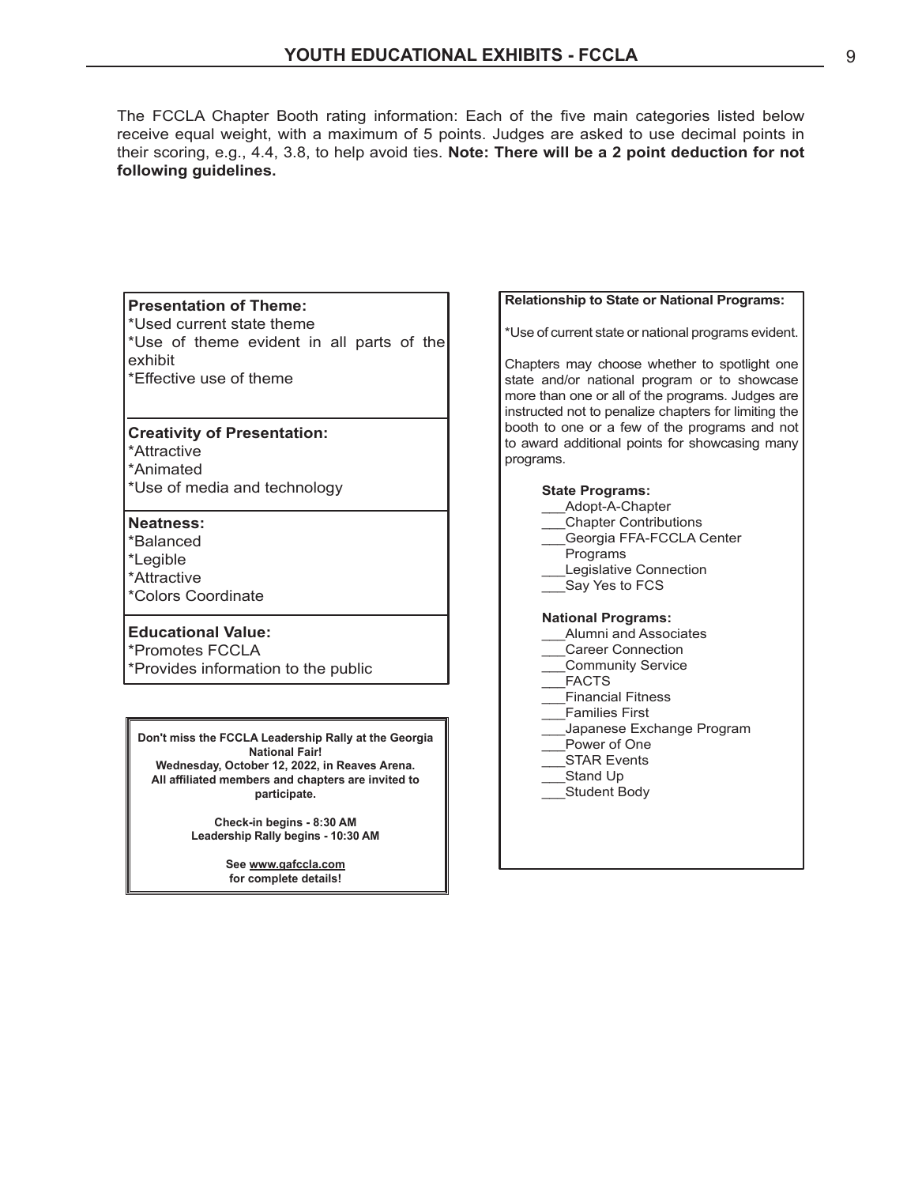# YOUTH EDUCATIONAL EXHIBITS - FCCLA

The FCCLA Chapter Booth rating information: Each of the five main categories listed below receive equal weight, with a maximum of 5 points. Judges are asked to use decimal points in their scoring, e.g., 4.4, 3.8, to help avoid ties. **Note: There will be a 2 point deduction for not following guidelines.**

**Presentation of Theme:**
*Used current state theme
*Use of theme evident in all parts of the exhibit
*Effective use of theme

**Creativity of Presentation:**
*Attractive
*Animated
*Use of media and technology

**Neatness:**
*Balanced
*Legible
*Attractive
*Colors Coordinate

**Educational Value:**
*Promotes FCCLA
*Provides information to the public

**Don't miss the FCCLA Leadership Rally at the Georgia National Fair!**
**Wednesday, October 12, 2022, in Reaves Arena.**
**All affiliated members and chapters are invited to participate.**

**Check-in begins - 8:30 AM**
**Leadership Rally begins - 10:30 AM**

**See www.gafccla.com for complete details!**

**Relationship to State or National Programs:**

*Use of current state or national programs evident.

Chapters may choose whether to spotlight one state and/or national program or to showcase more than one or all of the programs. Judges are instructed not to penalize chapters for limiting the booth to one or a few of the programs and not to award additional points for showcasing many programs.

**State Programs:**
___Adopt-A-Chapter
___Chapter Contributions
___Georgia FFA-FCCLA Center Programs
___Legislative Connection
___Say Yes to FCS

**National Programs:**
___Alumni and Associates
___Career Connection
___Community Service
___FACTS
___Financial Fitness
___Families First
___Japanese Exchange Program
___Power of One
___STAR Events
___Stand Up
___Student Body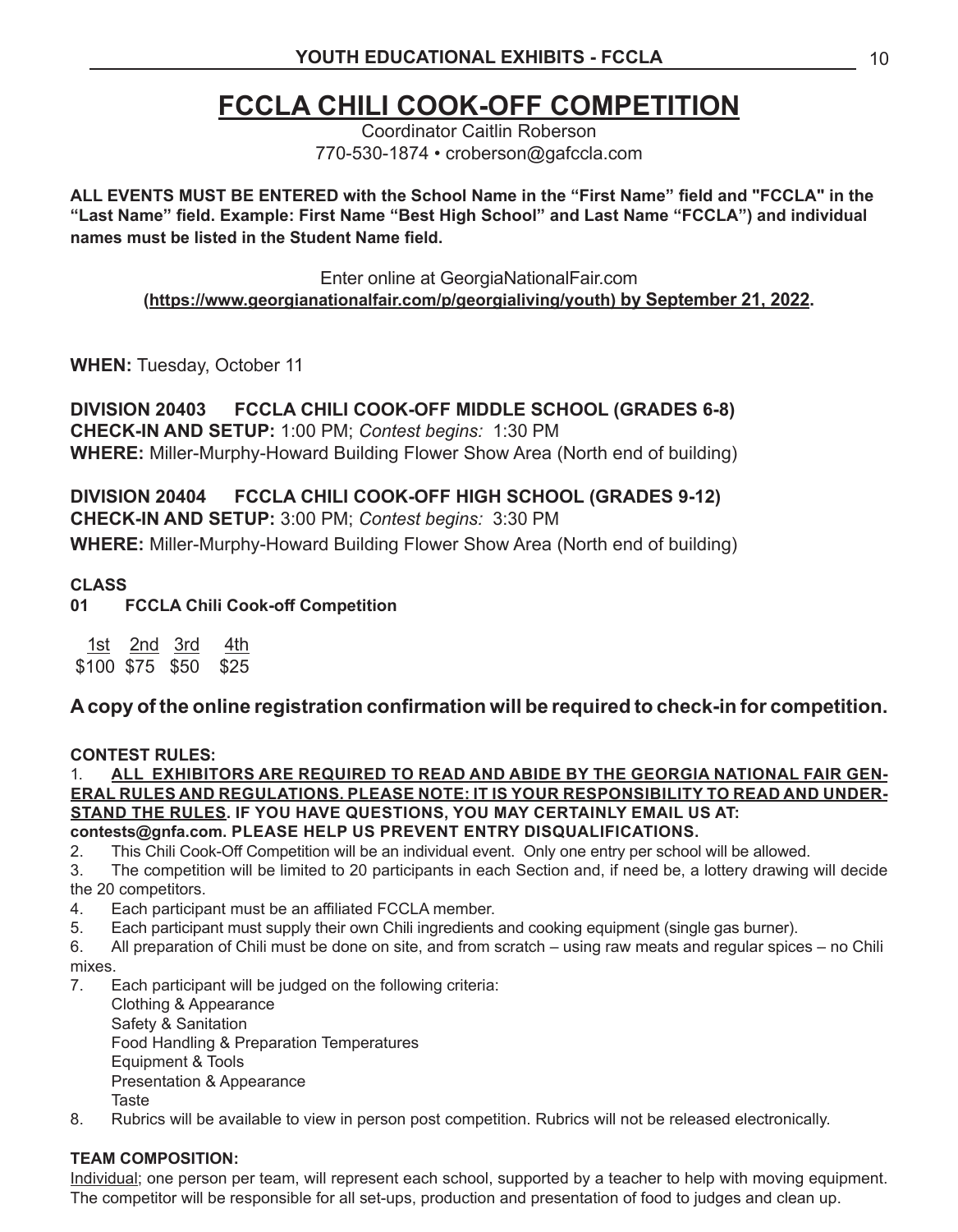# FCCLA CHILI COOK-OFF COMPETITION

Coordinator Caitlin Roberson
770-530-1874 • croberson@gafccla.com

**ALL EVENTS MUST BE ENTERED with the School Name in the "First Name" field and "FCCLA" in the "Last Name" field. Example: First Name "Best High School" and Last Name "FCCLA") and individual names must be listed in the Student Name field.**

Enter online at GeorgiaNationalFair.com
**(https://www.georgianationalfair.com/p/georgialiving/youth) by September 21, 2022.**

**WHEN:** Tuesday, October 11

**DIVISION 20403 FCCLA CHILI COOK-OFF MIDDLE SCHOOL (GRADES 6-8)**
**CHECK-IN AND SETUP:** 1:00 PM; *Contest begins:* 1:30 PM
**WHERE:** Miller-Murphy-Howard Building Flower Show Area (North end of building)

**DIVISION 20404 FCCLA CHILI COOK-OFF HIGH SCHOOL (GRADES 9-12)**
**CHECK-IN AND SETUP:** 3:00 PM; *Contest begins:* 3:30 PM
**WHERE:** Miller-Murphy-Howard Building Flower Show Area (North end of building)

**CLASS**
**01 FCCLA Chili Cook-off Competition**

| 1st | 2nd | 3rd | 4th |
|---|---|---|---|
| $100 | $75 | $50 | $25 |

## A copy of the online registration confirmation will be required to check-in for competition.

**CONTEST RULES:**

1. **ALL EXHIBITORS ARE REQUIRED TO READ AND ABIDE BY THE GEORGIA NATIONAL FAIR GENERAL RULES AND REGULATIONS. PLEASE NOTE: IT IS YOUR RESPONSIBILITY TO READ AND UNDERSTAND THE RULES. IF YOU HAVE QUESTIONS, YOU MAY CERTAINLY EMAIL US AT: contests@gnfa.com. PLEASE HELP US PREVENT ENTRY DISQUALIFICATIONS.**
2. This Chili Cook-Off Competition will be an individual event. Only one entry per school will be allowed.
3. The competition will be limited to 20 participants in each Section and, if need be, a lottery drawing will decide the 20 competitors.
4. Each participant must be an affiliated FCCLA member.
5. Each participant must supply their own Chili ingredients and cooking equipment (single gas burner).
6. All preparation of Chili must be done on site, and from scratch – using raw meats and regular spices – no Chili mixes.
7. Each participant will be judged on the following criteria:
   - Clothing & Appearance
   - Safety & Sanitation
   - Food Handling & Preparation Temperatures
   - Equipment & Tools
   - Presentation & Appearance
   - Taste
8. Rubrics will be available to view in person post competition. Rubrics will not be released electronically.

**TEAM COMPOSITION:**

Individual; one person per team, will represent each school, supported by a teacher to help with moving equipment. The competitor will be responsible for all set-ups, production and presentation of food to judges and clean up.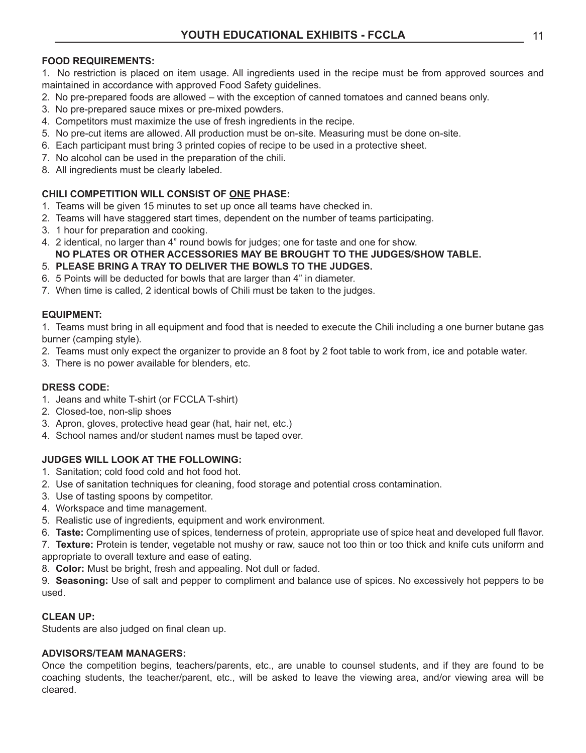## YOUTH EDUCATIONAL EXHIBITS - FCCLA

**FOOD REQUIREMENTS:**

1. No restriction is placed on item usage. All ingredients used in the recipe must be from approved sources and maintained in accordance with approved Food Safety guidelines.
2. No pre-prepared foods are allowed – with the exception of canned tomatoes and canned beans only.
3. No pre-prepared sauce mixes or pre-mixed powders.
4. Competitors must maximize the use of fresh ingredients in the recipe.
5. No pre-cut items are allowed. All production must be on-site. Measuring must be done on-site.
6. Each participant must bring 3 printed copies of recipe to be used in a protective sheet.
7. No alcohol can be used in the preparation of the chili.
8. All ingredients must be clearly labeled.

**CHILI COMPETITION WILL CONSIST OF ONE PHASE:**

1. Teams will be given 15 minutes to set up once all teams have checked in.
2. Teams will have staggered start times, dependent on the number of teams participating.
3. 1 hour for preparation and cooking.
4. 2 identical, no larger than 4" round bowls for judges; one for taste and one for show.
   **NO PLATES OR OTHER ACCESSORIES MAY BE BROUGHT TO THE JUDGES/SHOW TABLE.**
5. **PLEASE BRING A TRAY TO DELIVER THE BOWLS TO THE JUDGES.**
6. 5 Points will be deducted for bowls that are larger than 4" in diameter.
7. When time is called, 2 identical bowls of Chili must be taken to the judges.

**EQUIPMENT:**

1. Teams must bring in all equipment and food that is needed to execute the Chili including a one burner butane gas burner (camping style).
2. Teams must only expect the organizer to provide an 8 foot by 2 foot table to work from, ice and potable water.
3. There is no power available for blenders, etc.

**DRESS CODE:**

1. Jeans and white T-shirt (or FCCLA T-shirt)
2. Closed-toe, non-slip shoes
3. Apron, gloves, protective head gear (hat, hair net, etc.)
4. School names and/or student names must be taped over.

**JUDGES WILL LOOK AT THE FOLLOWING:**

1. Sanitation; cold food cold and hot food hot.
2. Use of sanitation techniques for cleaning, food storage and potential cross contamination.
3. Use of tasting spoons by competitor.
4. Workspace and time management.
5. Realistic use of ingredients, equipment and work environment.
6. **Taste:** Complimenting use of spices, tenderness of protein, appropriate use of spice heat and developed full flavor.
7. **Texture:** Protein is tender, vegetable not mushy or raw, sauce not too thin or too thick and knife cuts uniform and appropriate to overall texture and ease of eating.
8. **Color:** Must be bright, fresh and appealing. Not dull or faded.
9. **Seasoning:** Use of salt and pepper to compliment and balance use of spices. No excessively hot peppers to be used.

**CLEAN UP:**

Students are also judged on final clean up.

**ADVISORS/TEAM MANAGERS:**

Once the competition begins, teachers/parents, etc., are unable to counsel students, and if they are found to be coaching students, the teacher/parent, etc., will be asked to leave the viewing area, and/or viewing area will be cleared.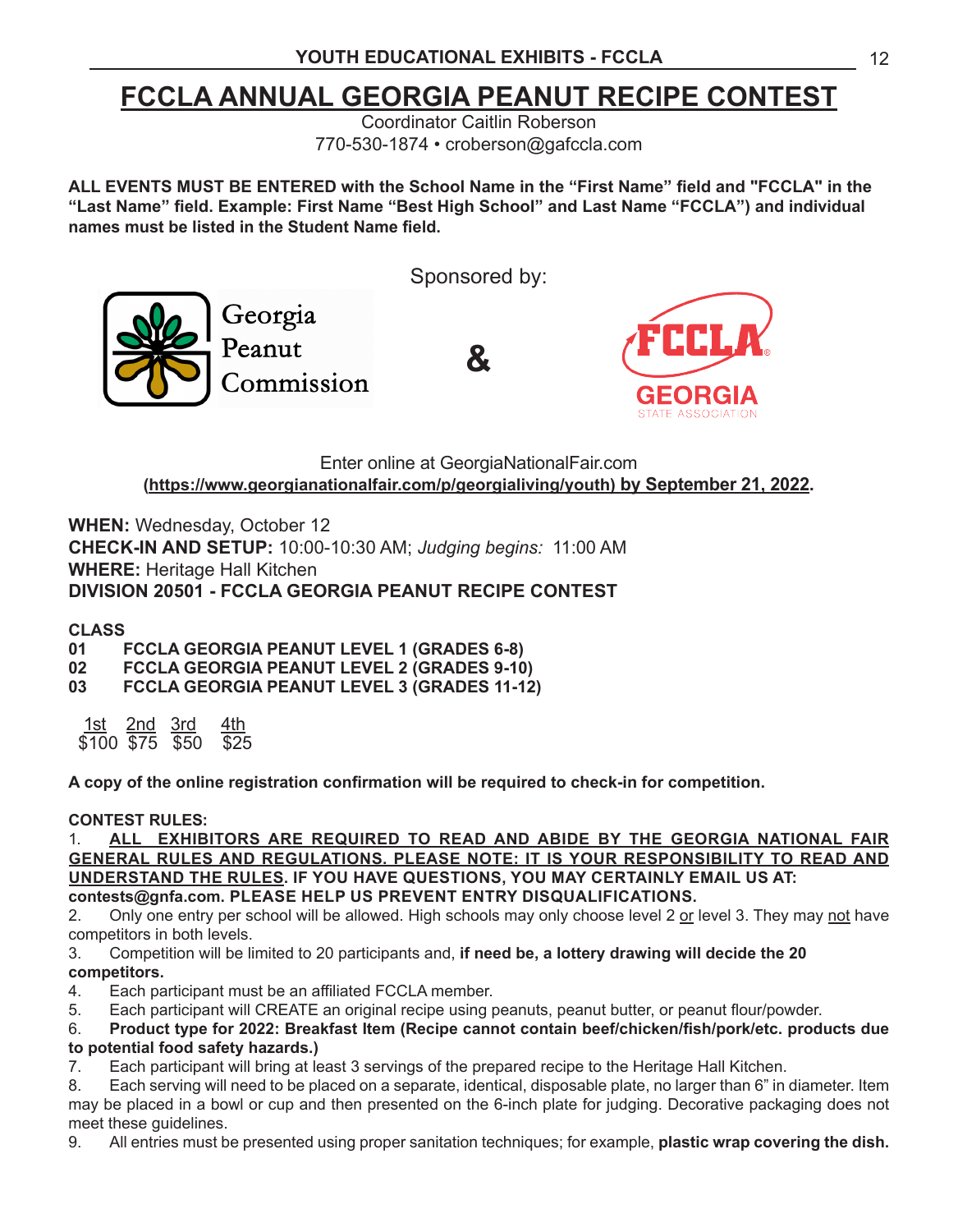# FCCLA ANNUAL GEORGIA PEANUT RECIPE CONTEST

Coordinator Caitlin Roberson
770-530-1874 • croberson@gafccla.com

**ALL EVENTS MUST BE ENTERED with the School Name in the "First Name" field and "FCCLA" in the "Last Name" field. Example: First Name "Best High School" and Last Name "FCCLA") and individual names must be listed in the Student Name field.**

Sponsored by:

Georgia Peanut Commission & FCCLA Georgia State Association

Enter online at GeorgiaNationalFair.com
**(https://www.georgianationalfair.com/p/georgialiving/youth) by September 21, 2022.**

**WHEN:** Wednesday, October 12
**CHECK-IN AND SETUP:** 10:00-10:30 AM; *Judging begins:* 11:00 AM
**WHERE:** Heritage Hall Kitchen
**DIVISION 20501 - FCCLA GEORGIA PEANUT RECIPE CONTEST**

**CLASS**
**01 FCCLA GEORGIA PEANUT LEVEL 1 (GRADES 6-8)**
**02 FCCLA GEORGIA PEANUT LEVEL 2 (GRADES 9-10)**
**03 FCCLA GEORGIA PEANUT LEVEL 3 (GRADES 11-12)**

| 1st | 2nd | 3rd | 4th |
|---|---|---|---|
| $100 | $75 | $50 | $25 |

**A copy of the online registration confirmation will be required to check-in for competition.**

**CONTEST RULES:**

1. **ALL EXHIBITORS ARE REQUIRED TO READ AND ABIDE BY THE GEORGIA NATIONAL FAIR GENERAL RULES AND REGULATIONS. PLEASE NOTE: IT IS YOUR RESPONSIBILITY TO READ AND UNDERSTAND THE RULES. IF YOU HAVE QUESTIONS, YOU MAY CERTAINLY EMAIL US AT: contests@gnfa.com. PLEASE HELP US PREVENT ENTRY DISQUALIFICATIONS.**
2. Only one entry per school will be allowed. High schools may only choose level 2 or level 3. They may not have competitors in both levels.
3. Competition will be limited to 20 participants and, **if need be, a lottery drawing will decide the 20 competitors.**
4. Each participant must be an affiliated FCCLA member.
5. Each participant will CREATE an original recipe using peanuts, peanut butter, or peanut flour/powder.
6. **Product type for 2022: Breakfast Item (Recipe cannot contain beef/chicken/fish/pork/etc. products due to potential food safety hazards.)**
7. Each participant will bring at least 3 servings of the prepared recipe to the Heritage Hall Kitchen.
8. Each serving will need to be placed on a separate, identical, disposable plate, no larger than 6" in diameter. Item may be placed in a bowl or cup and then presented on the 6-inch plate for judging. Decorative packaging does not meet these guidelines.
9. All entries must be presented using proper sanitation techniques; for example, **plastic wrap covering the dish.**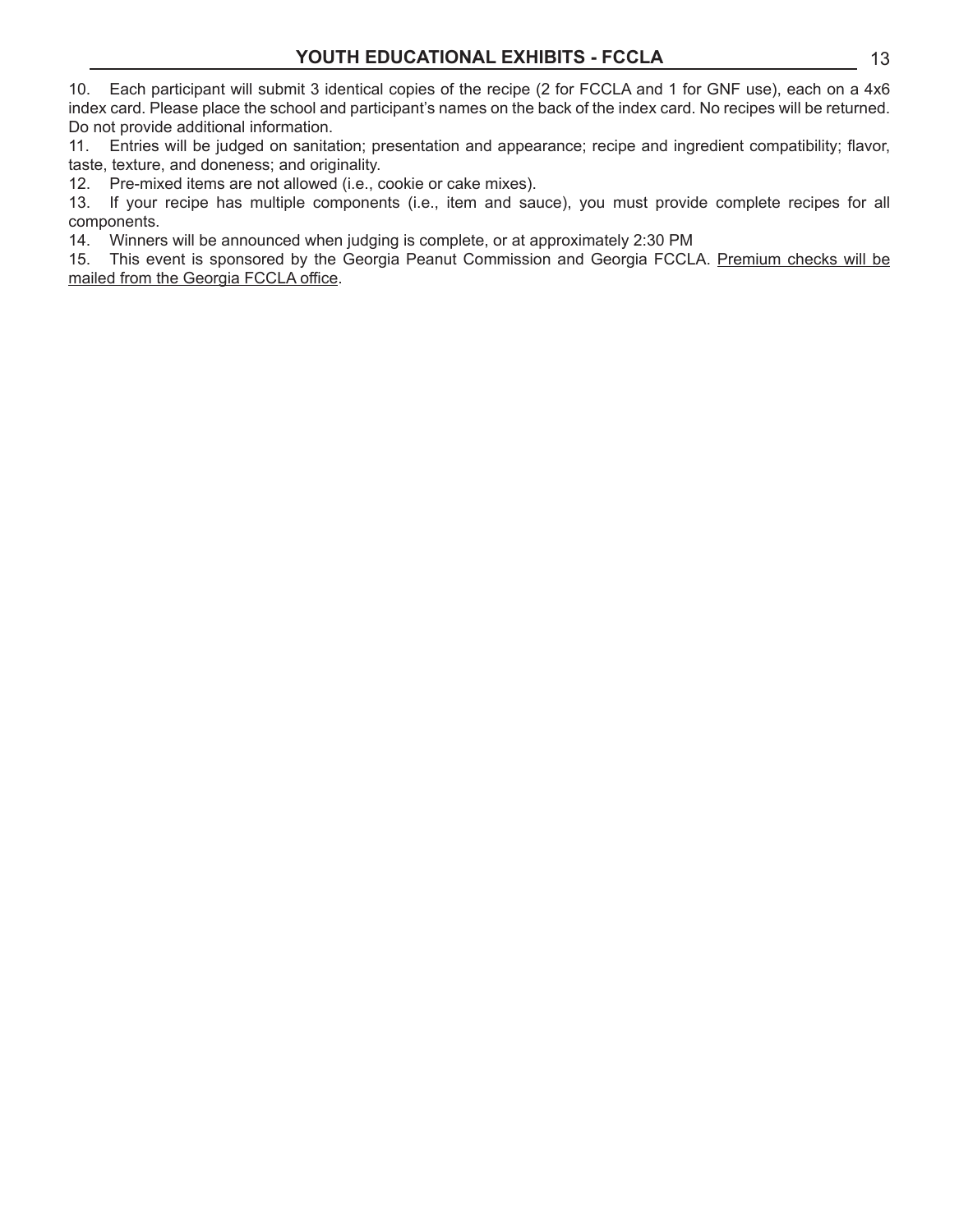10. Each participant will submit 3 identical copies of the recipe (2 for FCCLA and 1 for GNF use), each on a 4x6 index card. Please place the school and participant's names on the back of the index card. No recipes will be returned. Do not provide additional information.
11. Entries will be judged on sanitation; presentation and appearance; recipe and ingredient compatibility; flavor, taste, texture, and doneness; and originality.
12. Pre-mixed items are not allowed (i.e., cookie or cake mixes).
13. If your recipe has multiple components (i.e., item and sauce), you must provide complete recipes for all components.
14. Winners will be announced when judging is complete, or at approximately 2:30 PM
15. This event is sponsored by the Georgia Peanut Commission and Georgia FCCLA. <u>Premium checks will be mailed from the Georgia FCCLA office</u>.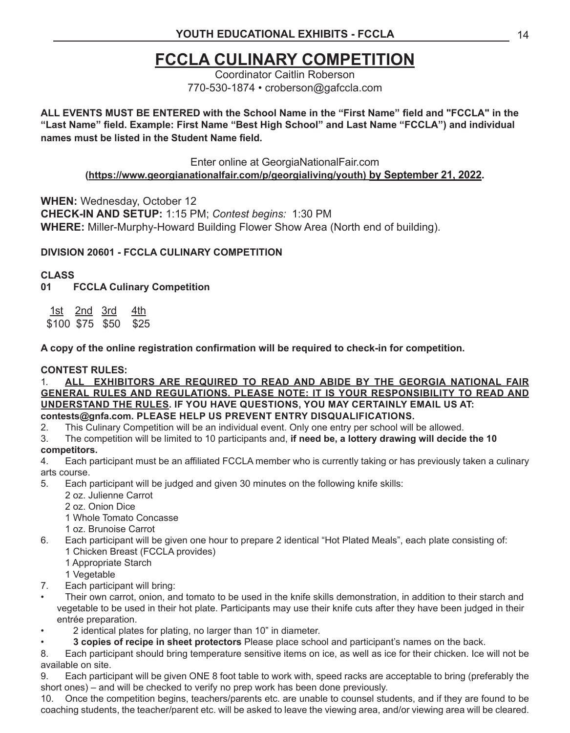# FCCLA CULINARY COMPETITION

Coordinator Caitlin Roberson
770-530-1874 • croberson@gafccla.com

**ALL EVENTS MUST BE ENTERED with the School Name in the "First Name" field and "FCCLA" in the "Last Name" field. Example: First Name "Best High School" and Last Name "FCCLA") and individual names must be listed in the Student Name field.**

Enter online at GeorgiaNationalFair.com
**(https://www.georgianationalfair.com/p/georgialiving/youth) by September 21, 2022.**

**WHEN:** Wednesday, October 12
**CHECK-IN AND SETUP:** 1:15 PM; *Contest begins:* 1:30 PM
**WHERE:** Miller-Murphy-Howard Building Flower Show Area (North end of building).

**DIVISION 20601 - FCCLA CULINARY COMPETITION**

**CLASS**
**01 FCCLA Culinary Competition**

| 1st | 2nd | 3rd | 4th |
|---|---|---|---|
| $100 | $75 | $50 | $25 |

**A copy of the online registration confirmation will be required to check-in for competition.**

**CONTEST RULES:**

1. **ALL EXHIBITORS ARE REQUIRED TO READ AND ABIDE BY THE GEORGIA NATIONAL FAIR GENERAL RULES AND REGULATIONS. PLEASE NOTE: IT IS YOUR RESPONSIBILITY TO READ AND UNDERSTAND THE RULES. IF YOU HAVE QUESTIONS, YOU MAY CERTAINLY EMAIL US AT: contests@gnfa.com. PLEASE HELP US PREVENT ENTRY DISQUALIFICATIONS.**
2. This Culinary Competition will be an individual event. Only one entry per school will be allowed.
3. The competition will be limited to 10 participants and, **if need be, a lottery drawing will decide the 10 competitors.**
4. Each participant must be an affiliated FCCLA member who is currently taking or has previously taken a culinary arts course.
5. Each participant will be judged and given 30 minutes on the following knife skills:
   - 2 oz. Julienne Carrot
   - 2 oz. Onion Dice
   - 1 Whole Tomato Concasse
   - 1 oz. Brunoise Carrot
6. Each participant will be given one hour to prepare 2 identical "Hot Plated Meals", each plate consisting of:
   - 1 Chicken Breast (FCCLA provides)
   - 1 Appropriate Starch
   - 1 Vegetable
7. Each participant will bring:
   - Their own carrot, onion, and tomato to be used in the knife skills demonstration, in addition to their starch and vegetable to be used in their hot plate. Participants may use their knife cuts after they have been judged in their entrée preparation.
   - 2 identical plates for plating, no larger than 10" in diameter.
   - **3 copies of recipe in sheet protectors** Please place school and participant's names on the back.
8. Each participant should bring temperature sensitive items on ice, as well as ice for their chicken. Ice will not be available on site.
9. Each participant will be given ONE 8 foot table to work with, speed racks are acceptable to bring (preferably the short ones) – and will be checked to verify no prep work has been done previously.
10. Once the competition begins, teachers/parents etc. are unable to counsel students, and if they are found to be coaching students, the teacher/parent etc. will be asked to leave the viewing area, and/or viewing area will be cleared.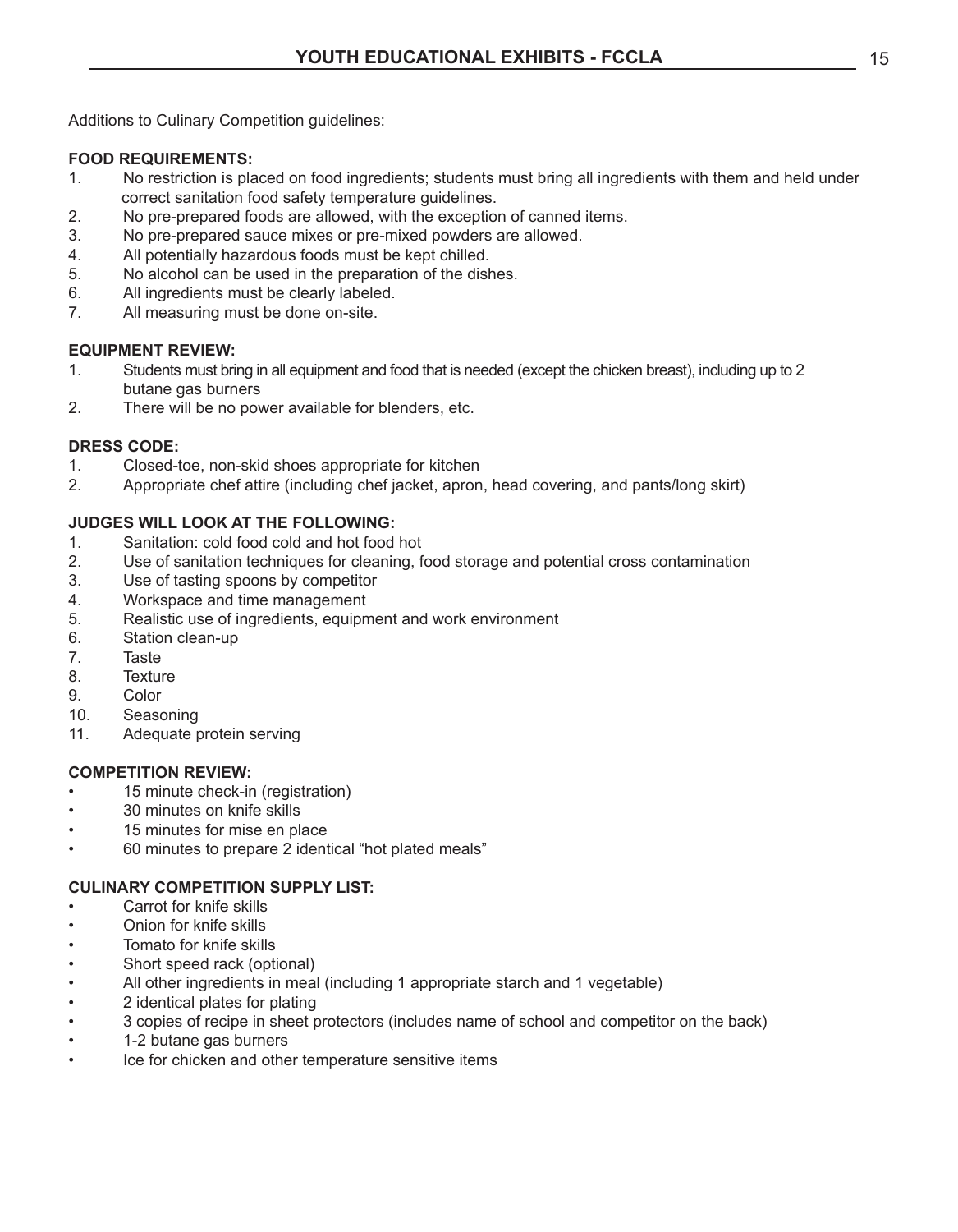Additions to Culinary Competition guidelines:

**FOOD REQUIREMENTS:**

1. No restriction is placed on food ingredients; students must bring all ingredients with them and held under correct sanitation food safety temperature guidelines.
2. No pre-prepared foods are allowed, with the exception of canned items.
3. No pre-prepared sauce mixes or pre-mixed powders are allowed.
4. All potentially hazardous foods must be kept chilled.
5. No alcohol can be used in the preparation of the dishes.
6. All ingredients must be clearly labeled.
7. All measuring must be done on-site.

**EQUIPMENT REVIEW:**

1. Students must bring in all equipment and food that is needed (except the chicken breast), including up to 2 butane gas burners
2. There will be no power available for blenders, etc.

**DRESS CODE:**

1. Closed-toe, non-skid shoes appropriate for kitchen
2. Appropriate chef attire (including chef jacket, apron, head covering, and pants/long skirt)

**JUDGES WILL LOOK AT THE FOLLOWING:**

1. Sanitation: cold food cold and hot food hot
2. Use of sanitation techniques for cleaning, food storage and potential cross contamination
3. Use of tasting spoons by competitor
4. Workspace and time management
5. Realistic use of ingredients, equipment and work environment
6. Station clean-up
7. Taste
8. Texture
9. Color
10. Seasoning
11. Adequate protein serving

**COMPETITION REVIEW:**

- 15 minute check-in (registration)
- 30 minutes on knife skills
- 15 minutes for mise en place
- 60 minutes to prepare 2 identical "hot plated meals"

**CULINARY COMPETITION SUPPLY LIST:**

- Carrot for knife skills
- Onion for knife skills
- Tomato for knife skills
- Short speed rack (optional)
- All other ingredients in meal (including 1 appropriate starch and 1 vegetable)
- 2 identical plates for plating
- 3 copies of recipe in sheet protectors (includes name of school and competitor on the back)
- 1-2 butane gas burners
- Ice for chicken and other temperature sensitive items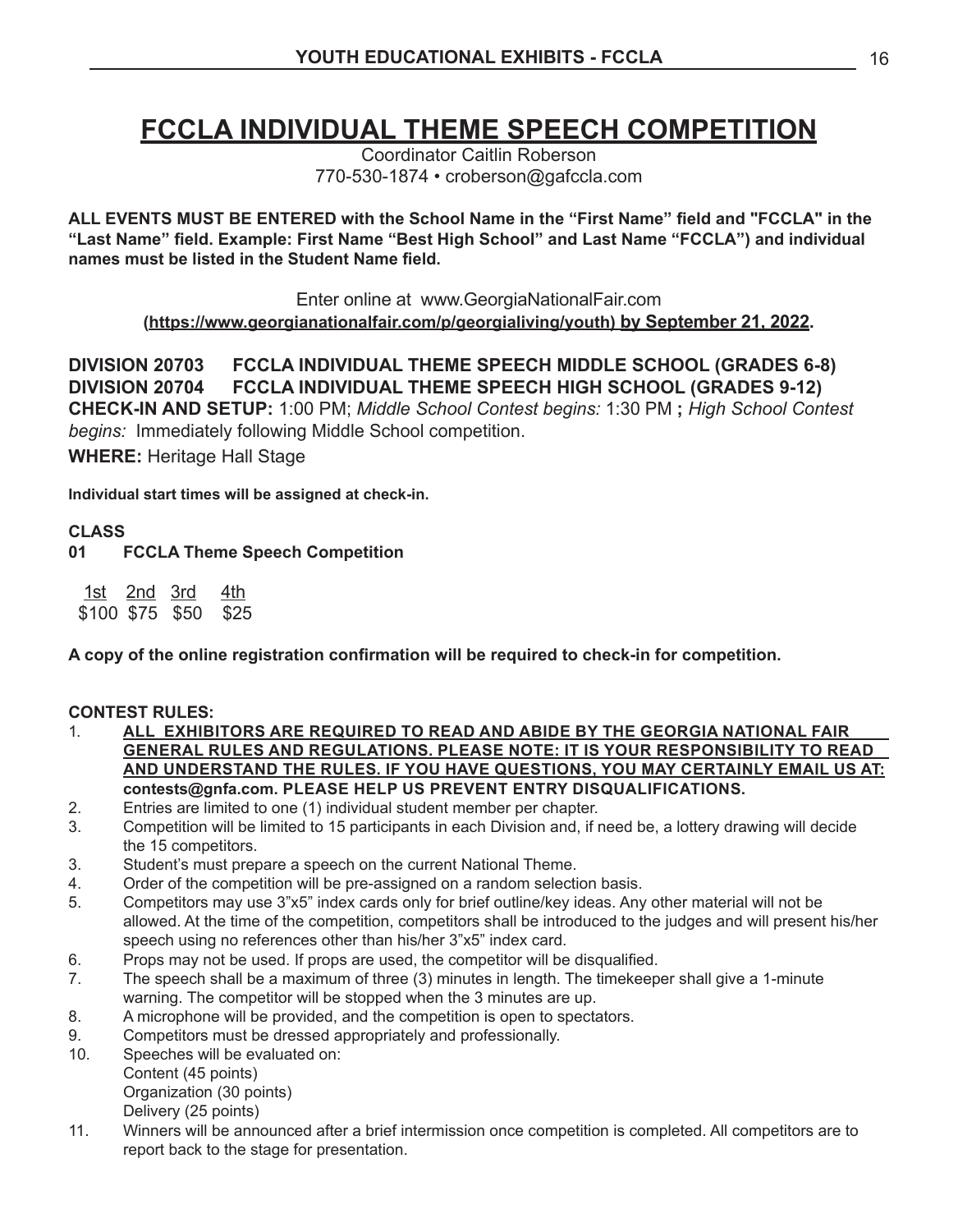# FCCLA INDIVIDUAL THEME SPEECH COMPETITION

Coordinator Caitlin Roberson
770-530-1874 • croberson@gafccla.com

**ALL EVENTS MUST BE ENTERED with the School Name in the "First Name" field and "FCCLA" in the "Last Name" field. Example: First Name "Best High School" and Last Name "FCCLA") and individual names must be listed in the Student Name field.**

Enter online at www.GeorgiaNationalFair.com
**(https://www.georgianationalfair.com/p/georgialiving/youth) by September 21, 2022.**

**DIVISION 20703 FCCLA INDIVIDUAL THEME SPEECH MIDDLE SCHOOL (GRADES 6-8)**
**DIVISION 20704 FCCLA INDIVIDUAL THEME SPEECH HIGH SCHOOL (GRADES 9-12)**
**CHECK-IN AND SETUP:** 1:00 PM; *Middle School Contest begins:* 1:30 PM **;** *High School Contest begins:* Immediately following Middle School competition.

**WHERE:** Heritage Hall Stage

**Individual start times will be assigned at check-in.**

**CLASS**
**01 FCCLA Theme Speech Competition**

| 1st | 2nd | 3rd | 4th |
|---|---|---|---|
| $100 | $75 | $50 | $25 |

**A copy of the online registration confirmation will be required to check-in for competition.**

**CONTEST RULES:**

1. **ALL EXHIBITORS ARE REQUIRED TO READ AND ABIDE BY THE GEORGIA NATIONAL FAIR GENERAL RULES AND REGULATIONS. PLEASE NOTE: IT IS YOUR RESPONSIBILITY TO READ AND UNDERSTAND THE RULES. IF YOU HAVE QUESTIONS, YOU MAY CERTAINLY EMAIL US AT: contests@gnfa.com. PLEASE HELP US PREVENT ENTRY DISQUALIFICATIONS.**
2. Entries are limited to one (1) individual student member per chapter.
3. Competition will be limited to 15 participants in each Division and, if need be, a lottery drawing will decide the 15 competitors.
3. Student's must prepare a speech on the current National Theme.
4. Order of the competition will be pre-assigned on a random selection basis.
5. Competitors may use 3"x5" index cards only for brief outline/key ideas. Any other material will not be allowed. At the time of the competition, competitors shall be introduced to the judges and will present his/her speech using no references other than his/her 3"x5" index card.
6. Props may not be used. If props are used, the competitor will be disqualified.
7. The speech shall be a maximum of three (3) minutes in length. The timekeeper shall give a 1-minute warning. The competitor will be stopped when the 3 minutes are up.
8. A microphone will be provided, and the competition is open to spectators.
9. Competitors must be dressed appropriately and professionally.
10. Speeches will be evaluated on:
    Content (45 points)
    Organization (30 points)
    Delivery (25 points)
11. Winners will be announced after a brief intermission once competition is completed. All competitors are to report back to the stage for presentation.